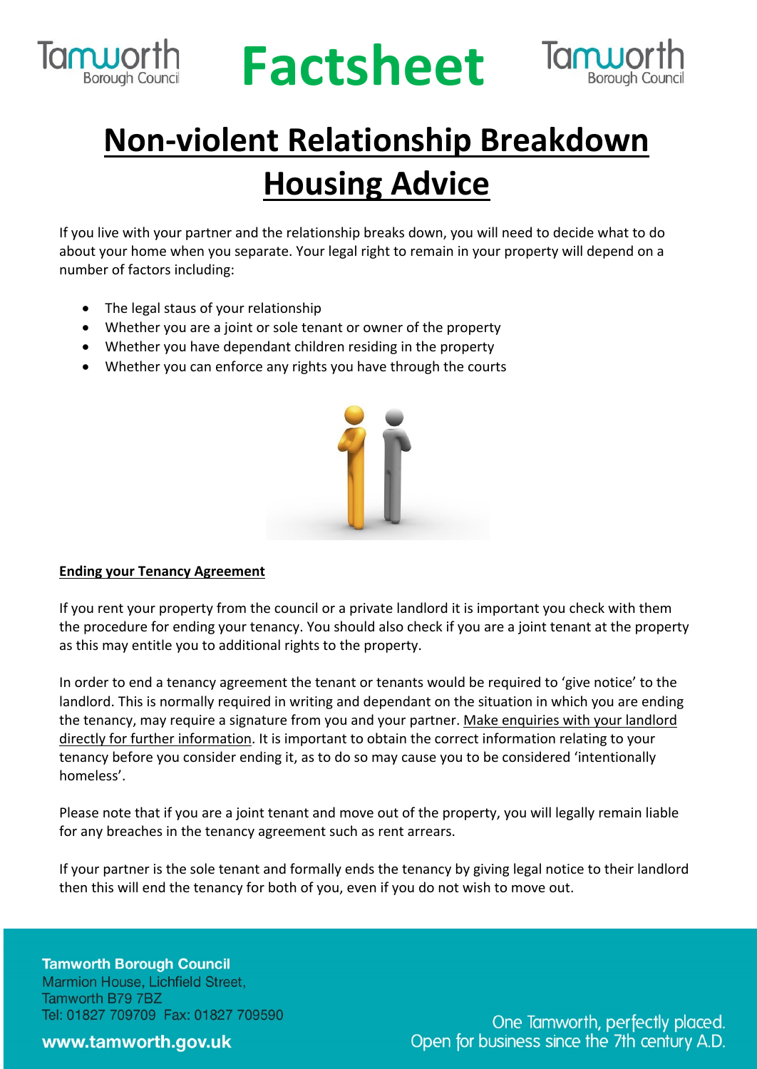# Factsheet

# Non-violent Relationship Breakdown Housing Advice

If you live with your partner and the relationship breaks down, you will need to decide what to do about your home when you separate. Your legal right to remain in your property will depend on a number of factors including:

- The legal staus of your relationship
- Whether you are a joint or sole tenant or owner of the property
- Whether you have dependant children residing in the property
- Whether you can enforce any rights you have through the courts

## Ending your Tenancy Agreement

If you rent your property from the council or a private landlord it is important you check with them the procedure for ending your tenancy. You should also check if you are a joint tenant at the property as this may entitle you to additional rights to the property.

In order to end a tenancy agreement the tenant or tenants would be required to 'give notice' to the landlord. This is normally required in writing and dependant on the situation in which you are ending the tenancy, may require a signature from you and your partner. Make enquiries with your landlord directly for further information. It is important to obtain the correct information relating to your tenancy before you consider ending it, as to do so may cause you to be considered 'intentionally homeless'.

Please note that if you are a joint tenant and move out of the property, you will legally remain liable for any breaches in the tenancy agreement such as rent arrears.

If your partner is the sole tenant and formally ends the tenancy by giving legal notice to their landlord then this will end the tenancy for both of you, even if you do not wish to move out.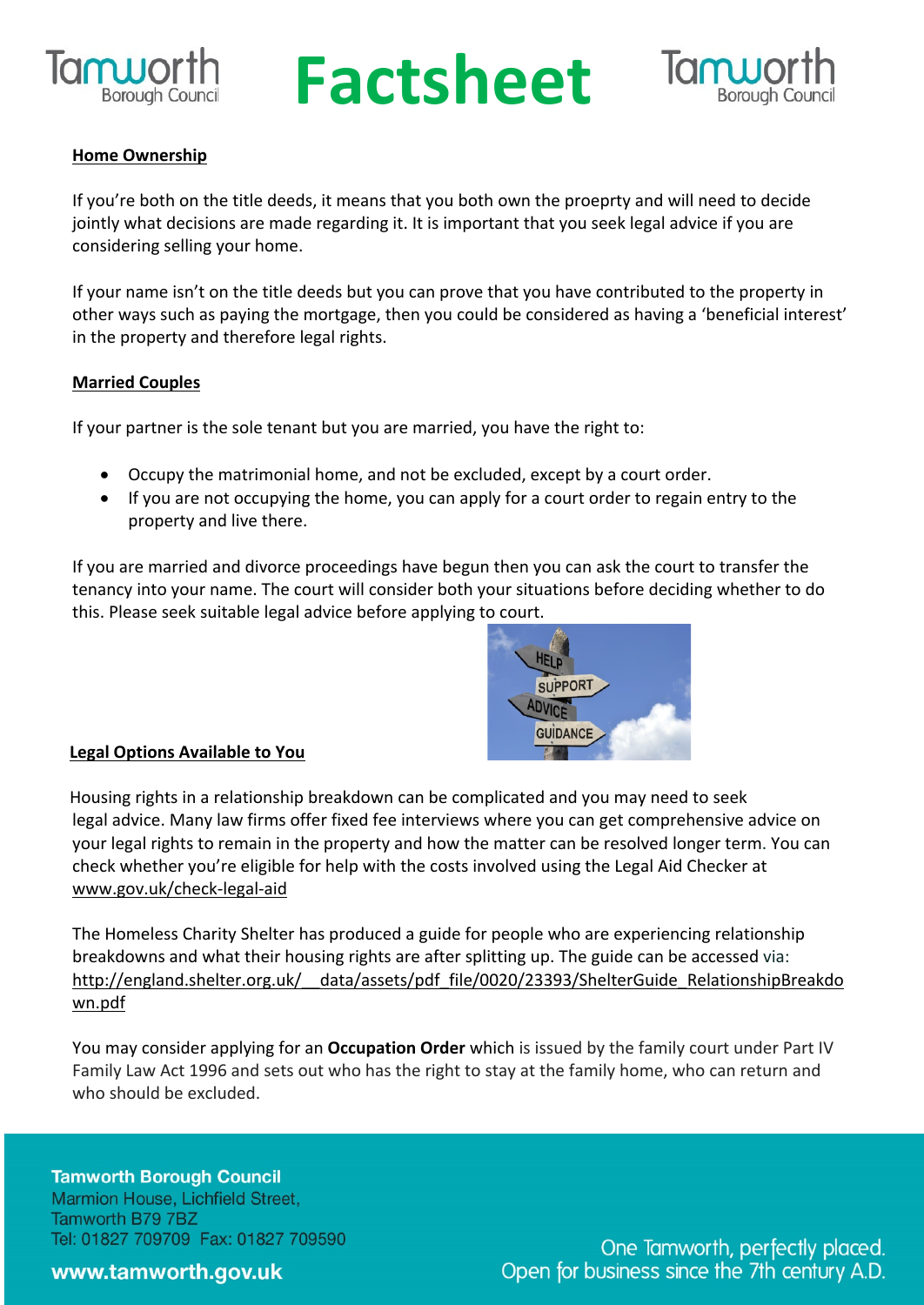## Home Ownership

If you're both on the title deeds, it means that you both own the proeprty and will need to decide jointly what decisions are made regarding it. It is important that you seek legal advice if you are considering selling your home.

If your name isn't on the title deeds but you can prove that you have contributed to the property in other ways such as paying the mortgage, then you could be considered as having a 'beneficial interest' in the property and therefore legal rights.

## Married Couples

If your partner is the sole tenant but you are married, you have the right to:

- Occupy the matrimonial home, and not be excluded, except by a court order.
- If you are not occupying the home, you can apply for a court order to regain entry to the property and live there.

If you are married and divorce proceedings have begun then you can ask the court to transfer the tenancy into your name. The court will consider both your situations before deciding whether to do this. Please seek suitable legal advice before applying to court.

## Legal Options Available to You

Housing rights in a relationship breakdown can be complicated and you may need to seek legal advice. Many law firms offer fixed fee interviews where you can get comprehensive advice on your legal rights to remain in the property and how the matter can be resolved longer term. You can check whether you're eligible for help with the costs involved using the Legal Aid Checker at www.gov.uk/check-legal-aid

The Homeless Charity Shelter has produced a guide for people who are experiencing relationship breakdowns and what their housing rights are after splitting up. The guide can be accessed via: http://england.shelter.org.uk/__data/assets/pdf_file/0020/23393/ShelterGuide_RelationshipBreakdown.pdf

You may consider applying for an **Occupation Order** which is issued by the family court under Part IV Family Law Act 1996 and sets out who has the right to stay at the family home, who can return and who should be excluded.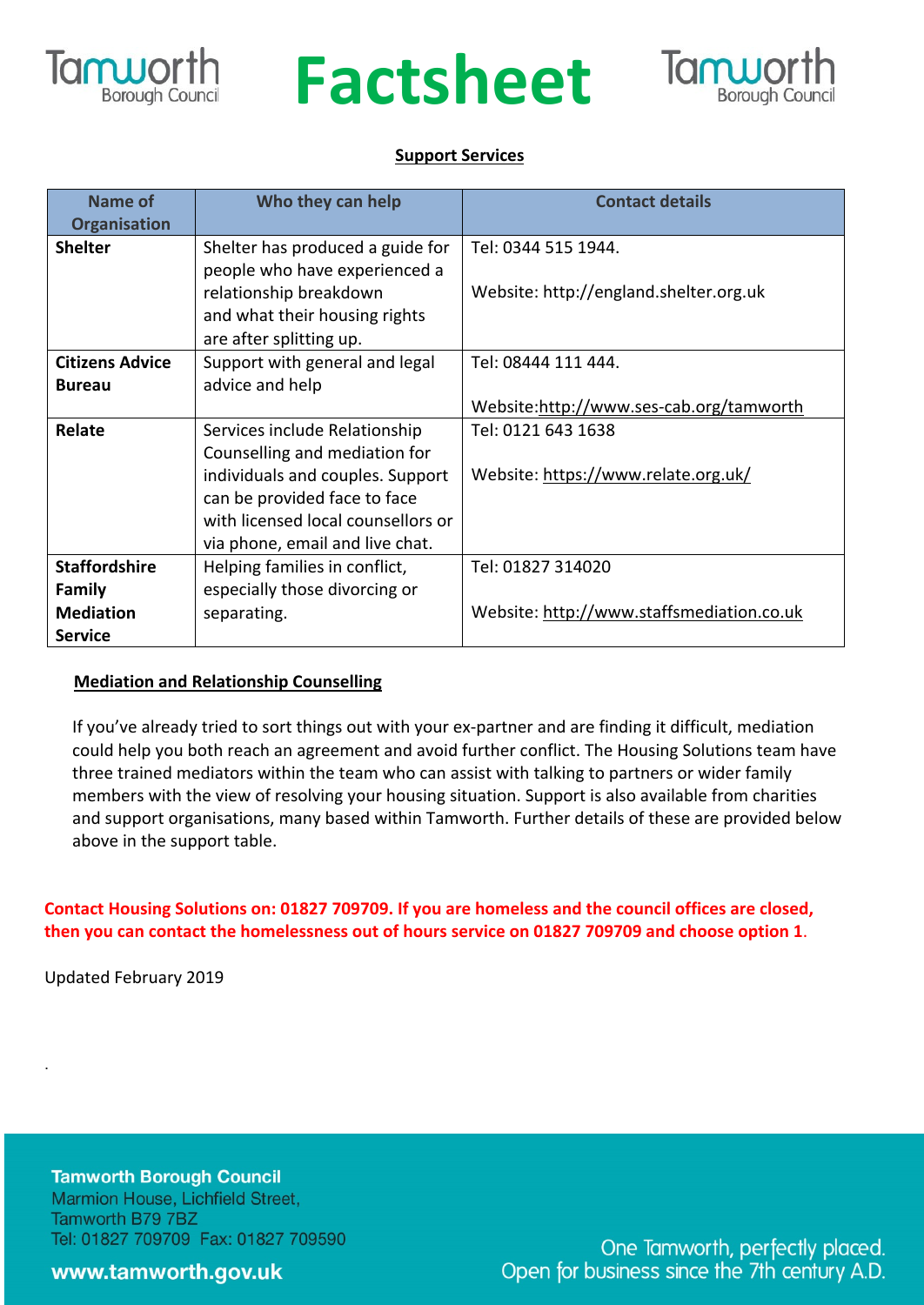# Factsheet

## Support Services

| Name of Organisation | Who they can help | Contact details |
|---|---|---|
| **Shelter** | Shelter has produced a guide for people who have experienced a relationship breakdown and what their housing rights are after splitting up. | Tel: 0344 515 1944.<br><br>Website: http://england.shelter.org.uk |
| **Citizens Advice Bureau** | Support with general and legal advice and help | Tel: 08444 111 444.<br><br>Website:http://www.ses-cab.org/tamworth |
| **Relate** | Services include Relationship Counselling and mediation for individuals and couples. Support can be provided face to face with licensed local counsellors or via phone, email and live chat. | Tel: 0121 643 1638<br><br>Website: https://www.relate.org.uk/ |
| **Staffordshire Family Mediation Service** | Helping families in conflict, especially those divorcing or separating. | Tel: 01827 314020<br><br>Website: http://www.staffsmediation.co.uk |

### Mediation and Relationship Counselling

If you've already tried to sort things out with your ex-partner and are finding it difficult, mediation could help you both reach an agreement and avoid further conflict. The Housing Solutions team have three trained mediators within the team who can assist with talking to partners or wider family members with the view of resolving your housing situation. Support is also available from charities and support organisations, many based within Tamworth. Further details of these are provided below above in the support table.

**Contact Housing Solutions on: 01827 709709. If you are homeless and the council offices are closed, then you can contact the homelessness out of hours service on 01827 709709 and choose option 1.**

Updated February 2019

**Tamworth Borough Council**
Marmion House, Lichfield Street,
Tamworth B79 7BZ
Tel: 01827 709709 Fax: 01827 709590

**www.tamworth.gov.uk**

One Tamworth, perfectly placed.
Open for business since the 7th century A.D.